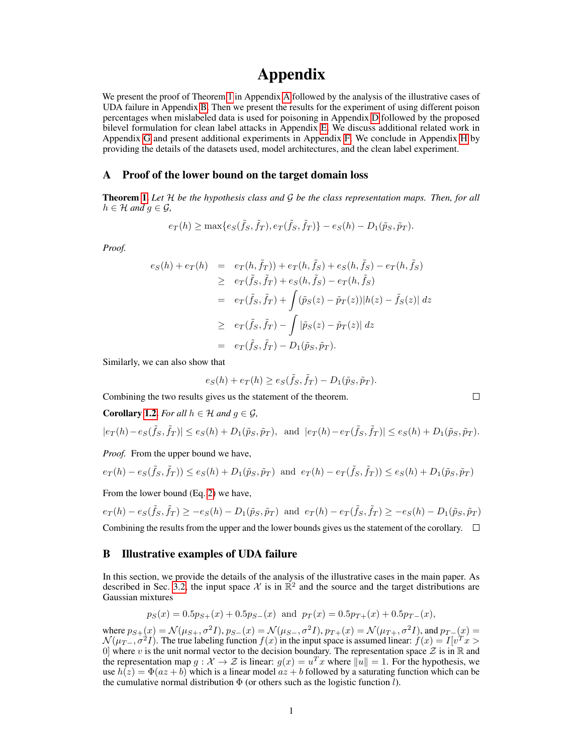# Appendix

We present the proof of Theorem 1 in Appendix A followed by the analysis of the illustrative cases of UDA failure in Appendix B. Then we present the results for the experiment of using different poison percentages when mislabeled data is used for poisoning in Appendix D followed by the proposed bilevel formulation for clean label attacks in Appendix E. We discuss additional related work in Appendix G and present additional experiments in Appendix F. We conclude in Appendix H by providing the details of the datasets used, model architectures, and the clean label experiment.

## A Proof of the lower bound on the target domain loss

**Theorem 1.** *Let $\mathcal{H}$ be the hypothesis class and $\mathcal{G}$ be the class representation maps. Then, for all $h \in \mathcal{H}$ and $g \in \mathcal{G}$,*

$$e_T(h) \geq \max\{e_S(\tilde{f}_S, \tilde{f}_T), e_T(\tilde{f}_S, \tilde{f}_T)\} - e_S(h) - D_1(\tilde{p}_S, \tilde{p}_T).$$

*Proof.*

$$\begin{aligned}
e_S(h) + e_T(h) &= e_T(h, \tilde{f}_T)) + e_T(h, \tilde{f}_S) + e_S(h, \tilde{f}_S) - e_T(h, \tilde{f}_S) \\
&\geq e_T(\tilde{f}_S, \tilde{f}_T) + e_S(h, \tilde{f}_S) - e_T(h, \tilde{f}_S) \\
&= e_T(\tilde{f}_S, \tilde{f}_T) + \int (\tilde{p}_S(z) - \tilde{p}_T(z))|h(z) - \tilde{f}_S(z)|\, dz \\
&\geq e_T(\tilde{f}_S, \tilde{f}_T) - \int |\tilde{p}_S(z) - \tilde{p}_T(z)|\, dz \\
&= e_T(\tilde{f}_S, \tilde{f}_T) - D_1(\tilde{p}_S, \tilde{p}_T).
\end{aligned}$$

Similarly, we can also show that

$$e_S(h) + e_T(h) \geq e_S(\tilde{f}_S, \tilde{f}_T) - D_1(\tilde{p}_S, \tilde{p}_T).$$

Combining the two results gives us the statement of the theorem. $\square$

**Corollary 1.2.** *For all $h \in \mathcal{H}$ and $g \in \mathcal{G}$,*

$$|e_T(h) - e_S(\tilde{f}_S, \tilde{f}_T)| \leq e_S(h) + D_1(\tilde{p}_S, \tilde{p}_T), \ \text{ and } \ |e_T(h) - e_T(\tilde{f}_S, \tilde{f}_T)| \leq e_S(h) + D_1(\tilde{p}_S, \tilde{p}_T).$$

*Proof.* From the upper bound we have,

$$e_T(h) - e_S(\tilde{f}_S, \tilde{f}_T)) \leq e_S(h) + D_1(\tilde{p}_S, \tilde{p}_T) \ \text{ and } \ e_T(h) - e_T(\tilde{f}_S, \tilde{f}_T)) \leq e_S(h) + D_1(\tilde{p}_S, \tilde{p}_T)$$

From the lower bound (Eq. 2) we have,

$$e_T(h) - e_S(\tilde{f}_S, \tilde{f}_T) \geq -e_S(h) - D_1(\tilde{p}_S, \tilde{p}_T) \ \text{ and } \ e_T(h) - e_T(\tilde{f}_S, \tilde{f}_T) \geq -e_S(h) - D_1(\tilde{p}_S, \tilde{p}_T)$$

Combining the results from the upper and the lower bounds gives us the statement of the corollary. $\square$

## B Illustrative examples of UDA failure

In this section, we provide the details of the analysis of the illustrative cases in the main paper. As described in Sec. 3.2, the input space $\mathcal{X}$ is in $\mathbb{R}^2$ and the source and the target distributions are Gaussian mixtures

$$p_S(x) = 0.5 p_{S+}(x) + 0.5 p_{S-}(x) \ \text{ and } \ p_T(x) = 0.5 p_{T+}(x) + 0.5 p_{T-}(x),$$

where $p_{S+}(x) = \mathcal{N}(\mu_{S+}, \sigma^2 I)$, $p_{S-}(x) = \mathcal{N}(\mu_{S-}, \sigma^2 I)$, $p_{T+}(x) = \mathcal{N}(\mu_{T+}, \sigma^2 I)$, and $p_{T-}(x) = \mathcal{N}(\mu_{T-}, \sigma^2 I)$. The true labeling function $f(x)$ in the input space is assumed linear: $f(x) = I[v^T x > 0]$ where $v$ is the unit normal vector to the decision boundary. The representation space $\mathcal{Z}$ is in $\mathbb{R}$ and the representation map $g : \mathcal{X} \to \mathcal{Z}$ is linear: $g(x) = u^T x$ where $\|u\| = 1$. For the hypothesis, we use $h(z) = \Phi(az + b)$ which is a linear model $az + b$ followed by a saturating function which can be the cumulative normal distribution $\Phi$ (or others such as the logistic function $l$).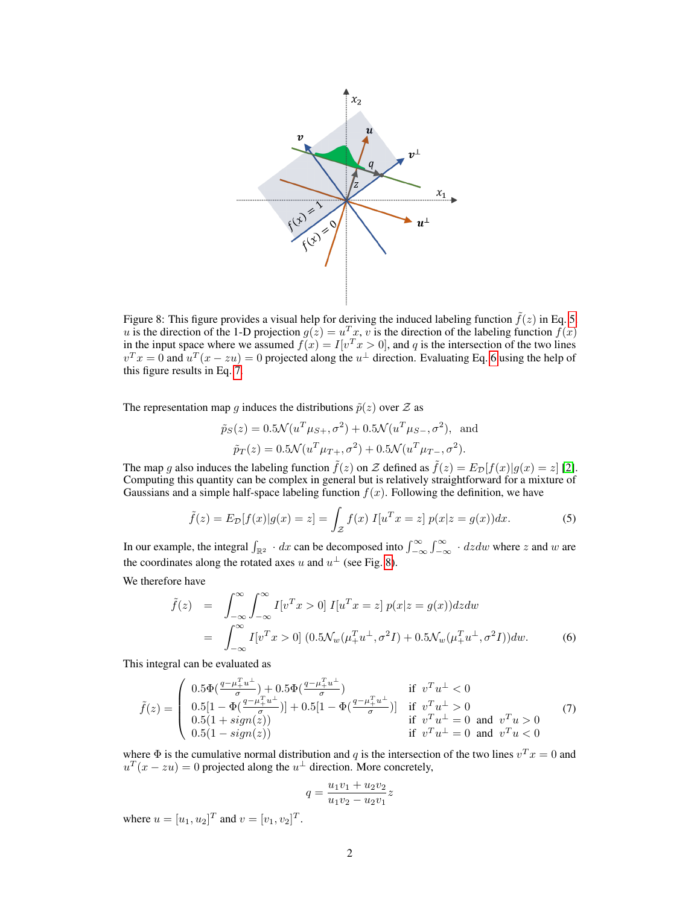Figure 8: This figure provides a visual help for deriving the induced labeling function $\tilde{f}(z)$ in Eq. 5. $u$ is the direction of the 1-D projection $g(z) = u^T x$, $v$ is the direction of the labeling function $f(x)$ in the input space where we assumed $f(x) = I[v^T x > 0]$, and $q$ is the intersection of the two lines $v^T x = 0$ and $u^T(x - zu) = 0$ projected along the $u^\perp$ direction. Evaluating Eq. 6 using the help of this figure results in Eq. 7.

The representation map $g$ induces the distributions $\tilde{p}(z)$ over $\mathcal{Z}$ as

$$\tilde{p}_S(z) = 0.5\mathcal{N}(u^T\mu_{S+}, \sigma^2) + 0.5\mathcal{N}(u^T\mu_{S-}, \sigma^2), \text{ and}$$
$$\tilde{p}_T(z) = 0.5\mathcal{N}(u^T\mu_{T+}, \sigma^2) + 0.5\mathcal{N}(u^T\mu_{T-}, \sigma^2).$$

The map $g$ also induces the labeling function $\tilde{f}(z)$ on $\mathcal{Z}$ defined as $\tilde{f}(z) = E_{\mathcal{D}}[f(x)|g(x) = z]$ [2]. Computing this quantity can be complex in general but is relatively straightforward for a mixture of Gaussians and a simple half-space labeling function $f(x)$. Following the definition, we have

$$\tilde{f}(z) = E_{\mathcal{D}}[f(x)|g(x) = z] = \int_{\mathcal{Z}} f(x)\ I[u^T x = z]\ p(x|z = g(x))dx. \tag{5}$$

In our example, the integral $\int_{\mathbb{R}^2} \cdot\, dx$ can be decomposed into $\int_{-\infty}^{\infty}\int_{-\infty}^{\infty} \cdot\, dzdw$ where $z$ and $w$ are the coordinates along the rotated axes $u$ and $u^\perp$ (see Fig. 8).

We therefore have

$$\begin{aligned} \tilde{f}(z) &= \int_{-\infty}^{\infty}\int_{-\infty}^{\infty} I[v^T x > 0]\ I[u^T x = z]\ p(x|z = g(x))dzdw \\ &= \int_{-\infty}^{\infty} I[v^T x > 0]\ (0.5\mathcal{N}_w(\mu_+^T u^\perp, \sigma^2 I) + 0.5\mathcal{N}_w(\mu_+^T u^\perp, \sigma^2 I))dw. \end{aligned} \tag{6}$$

This integral can be evaluated as

$$\tilde{f}(z) = \begin{cases} 0.5\Phi(\frac{q-\mu_+^T u^\perp}{\sigma}) + 0.5\Phi(\frac{q-\mu_+^T u^\perp}{\sigma}) & \text{if } v^T u^\perp < 0 \\ 0.5[1-\Phi(\frac{q-\mu_+^T u^\perp}{\sigma})] + 0.5[1-\Phi(\frac{q-\mu_+^T u^\perp}{\sigma})] & \text{if } v^T u^\perp > 0 \\ 0.5(1+sign(z)) & \text{if } v^T u^\perp = 0 \text{ and } v^T u > 0 \\ 0.5(1-sign(z)) & \text{if } v^T u^\perp = 0 \text{ and } v^T u < 0 \end{cases} \tag{7}$$

where $\Phi$ is the cumulative normal distribution and $q$ is the intersection of the two lines $v^T x = 0$ and $u^T(x - zu) = 0$ projected along the $u^\perp$ direction. More concretely,

$$q = \frac{u_1 v_1 + u_2 v_2}{u_1 v_2 - u_2 v_1} z$$

where $u = [u_1, u_2]^T$ and $v = [v_1, v_2]^T$.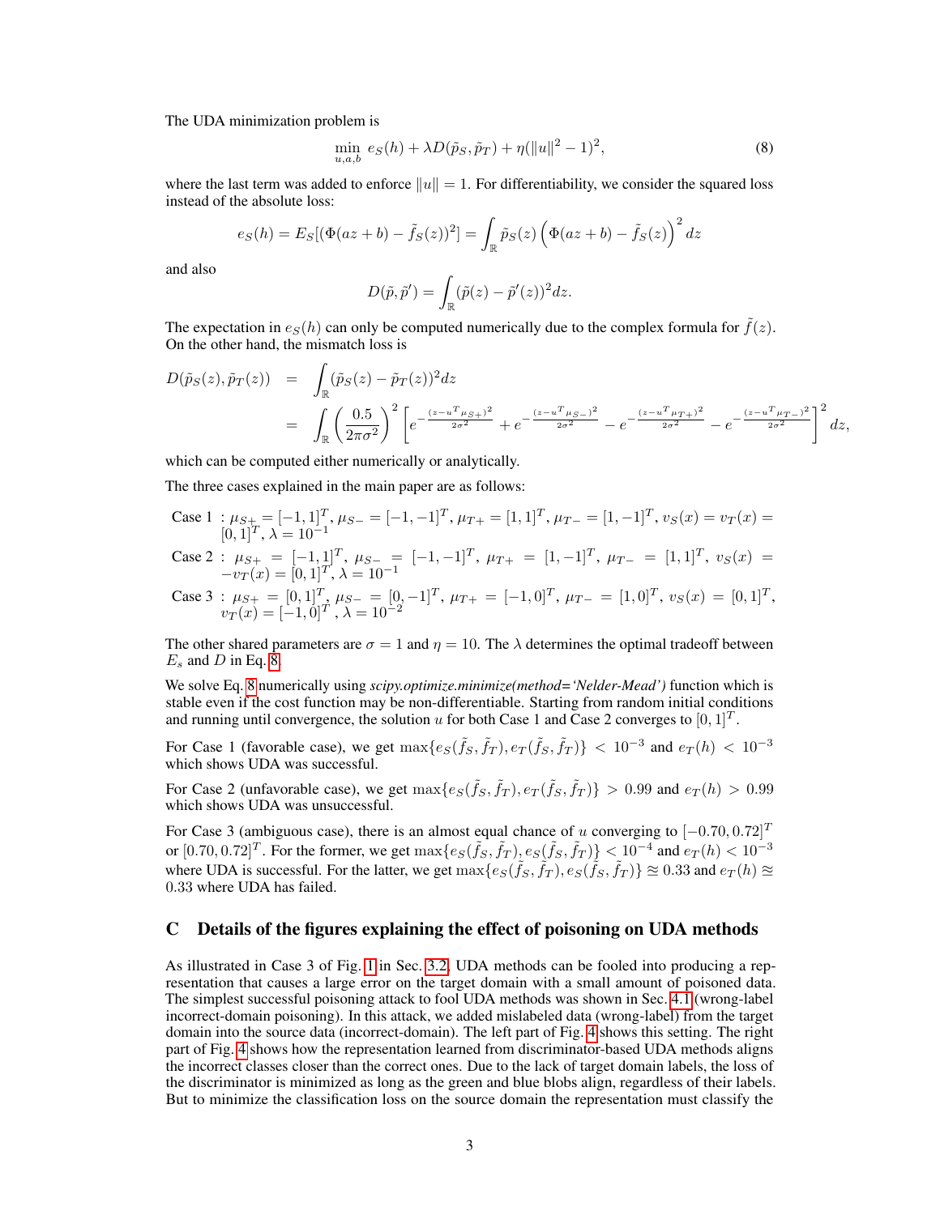The UDA minimization problem is

$$\min_{u,a,b} \; e_S(h) + \lambda D(\tilde{p}_S, \tilde{p}_T) + \eta(\|u\|^2 - 1)^2, \tag{8}$$

where the last term was added to enforce $\|u\| = 1$. For differentiability, we consider the squared loss instead of the absolute loss:

$$e_S(h) = E_S[(\Phi(az+b) - \tilde{f}_S(z))^2] = \int_{\mathbb{R}} \tilde{p}_S(z) \left(\Phi(az+b) - \tilde{f}_S(z)\right)^2 dz$$

and also

$$D(\tilde{p}, \tilde{p}') = \int_{\mathbb{R}} (\tilde{p}(z) - \tilde{p}'(z))^2 dz.$$

The expectation in $e_S(h)$ can only be computed numerically due to the complex formula for $\tilde{f}(z)$. On the other hand, the mismatch loss is

$$\begin{aligned} D(\tilde{p}_S(z), \tilde{p}_T(z)) &= \int_{\mathbb{R}} (\tilde{p}_S(z) - \tilde{p}_T(z))^2 dz \\ &= \int_{\mathbb{R}} \left(\frac{0.5}{2\pi\sigma^2}\right)^2 \left[ e^{-\frac{(z-u^T\mu_{S+})^2}{2\sigma^2}} + e^{-\frac{(z-u^T\mu_{S-})^2}{2\sigma^2}} - e^{-\frac{(z-u^T\mu_{T+})^2}{2\sigma^2}} - e^{-\frac{(z-u^T\mu_{T-})^2}{2\sigma^2}} \right]^2 dz, \end{aligned}$$

which can be computed either numerically or analytically.

The three cases explained in the main paper are as follows:

Case 1 : $\mu_{S+} = [-1, 1]^T$, $\mu_{S-} = [-1, -1]^T$, $\mu_{T+} = [1, 1]^T$, $\mu_{T-} = [1, -1]^T$, $v_S(x) = v_T(x) = [0, 1]^T$, $\lambda = 10^{-1}$

Case 2 : $\mu_{S+} = [-1, 1]^T$, $\mu_{S-} = [-1, -1]^T$, $\mu_{T+} = [1, -1]^T$, $\mu_{T-} = [1, 1]^T$, $v_S(x) = -v_T(x) = [0, 1]^T$, $\lambda = 10^{-1}$

Case 3 : $\mu_{S+} = [0, 1]^T$, $\mu_{S-} = [0, -1]^T$, $\mu_{T+} = [-1, 0]^T$, $\mu_{T-} = [1, 0]^T$, $v_S(x) = [0, 1]^T$, $v_T(x) = [-1, 0]^T$, $\lambda = 10^{-2}$

The other shared parameters are $\sigma = 1$ and $\eta = 10$. The $\lambda$ determines the optimal tradeoff between $E_s$ and $D$ in Eq. 8.

We solve Eq. 8 numerically using *scipy.optimize.minimize(method='Nelder-Mead')* function which is stable even if the cost function may be non-differentiable. Starting from random initial conditions and running until convergence, the solution $u$ for both Case 1 and Case 2 converges to $[0, 1]^T$.

For Case 1 (favorable case), we get $\max\{e_S(\tilde{f}_S, \tilde{f}_T), e_T(\tilde{f}_S, \tilde{f}_T)\} < 10^{-3}$ and $e_T(h) < 10^{-3}$ which shows UDA was successful.

For Case 2 (unfavorable case), we get $\max\{e_S(\tilde{f}_S, \tilde{f}_T), e_T(\tilde{f}_S, \tilde{f}_T)\} > 0.99$ and $e_T(h) > 0.99$ which shows UDA was unsuccessful.

For Case 3 (ambiguous case), there is an almost equal chance of $u$ converging to $[-0.70, 0.72]^T$ or $[0.70, 0.72]^T$. For the former, we get $\max\{e_S(\tilde{f}_S, \tilde{f}_T), e_S(\tilde{f}_S, \tilde{f}_T)\} < 10^{-4}$ and $e_T(h) < 10^{-3}$ where UDA is successful. For the latter, we get $\max\{e_S(\tilde{f}_S, \tilde{f}_T), e_S(\tilde{f}_S, \tilde{f}_T)\} \approxeq 0.33$ and $e_T(h) \approxeq 0.33$ where UDA has failed.

# C Details of the figures explaining the effect of poisoning on UDA methods

As illustrated in Case 3 of Fig. 1 in Sec. 3.2, UDA methods can be fooled into producing a representation that causes a large error on the target domain with a small amount of poisoned data. The simplest successful poisoning attack to fool UDA methods was shown in Sec. 4.1 (wrong-label incorrect-domain poisoning). In this attack, we added mislabeled data (wrong-label) from the target domain into the source data (incorrect-domain). The left part of Fig. 4 shows this setting. The right part of Fig. 4 shows how the representation learned from discriminator-based UDA methods aligns the incorrect classes closer than the correct ones. Due to the lack of target domain labels, the loss of the discriminator is minimized as long as the green and blue blobs align, regardless of their labels. But to minimize the classification loss on the source domain the representation must classify the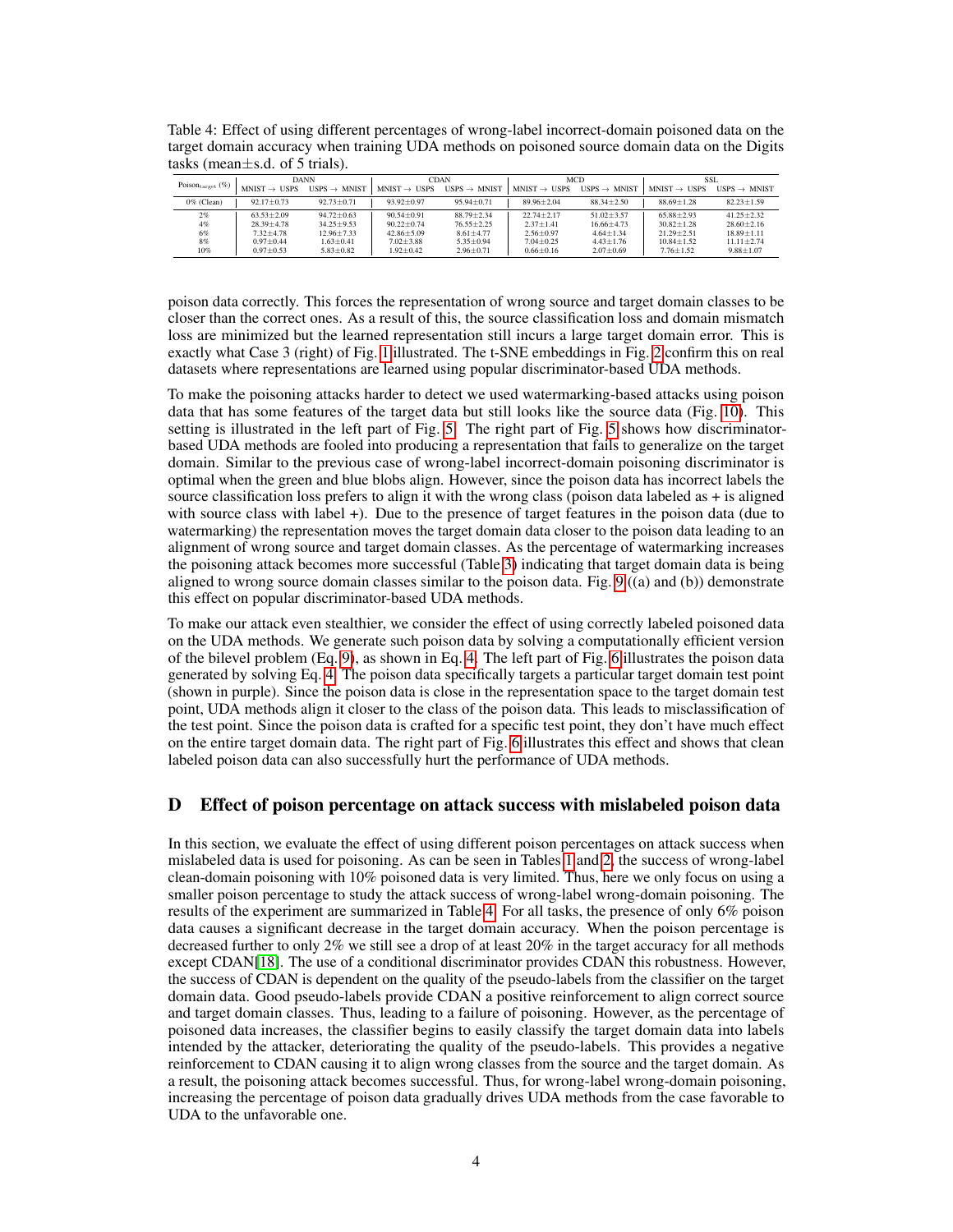Table 4: Effect of using different percentages of wrong-label incorrect-domain poisoned data on the target domain accuracy when training UDA methods on poisoned source domain data on the Digits tasks (mean±s.d. of 5 trials).

| $\text{Poison}_{\text{target}}$ (%) | DANN | | CDAN | | MCD | | SSL | |
|---|---|---|---|---|---|---|---|---|
| | MNIST → USPS | USPS → MNIST | MNIST → USPS | USPS → MNIST | MNIST → USPS | USPS → MNIST | MNIST → USPS | USPS → MNIST |
| 0% (Clean) | 92.17±0.73 | 92.73±0.71 | 93.92±0.97 | 95.94±0.71 | 89.96±2.04 | 88.34±2.50 | 88.69±1.28 | 82.23±1.59 |
| 2% | 63.53±2.09 | 94.72±0.63 | 90.54±0.91 | 88.79±2.34 | 22.74±2.17 | 51.02±3.57 | 65.88±2.93 | 41.25±2.32 |
| 4% | 28.39±4.78 | 34.25±9.53 | 90.22±0.74 | 76.55±2.25 | 2.37±1.41 | 16.66±4.73 | 30.82±1.28 | 28.60±2.16 |
| 6% | 7.32±4.78 | 12.96±7.33 | 42.86±5.09 | 8.61±4.77 | 2.56±0.97 | 4.64±1.34 | 21.29±2.51 | 18.89±1.11 |
| 8% | 0.97±0.44 | 1.63±0.41 | 7.02±3.88 | 5.35±0.94 | 7.04±0.25 | 4.43±1.76 | 10.84±1.52 | 11.11±2.74 |
| 10% | 0.97±0.53 | 5.83±0.82 | 1.92±0.42 | 2.96±0.71 | 0.66±0.16 | 2.07±0.69 | 7.76±1.52 | 9.88±1.07 |

poison data correctly. This forces the representation of wrong source and target domain classes to be closer than the correct ones. As a result of this, the source classification loss and domain mismatch loss are minimized but the learned representation still incurs a large target domain error. This is exactly what Case 3 (right) of Fig. 1 illustrated. The t-SNE embeddings in Fig. 2 confirm this on real datasets where representations are learned using popular discriminator-based UDA methods.

To make the poisoning attacks harder to detect we used watermarking-based attacks using poison data that has some features of the target data but still looks like the source data (Fig. 10). This setting is illustrated in the left part of Fig. 5. The right part of Fig. 5 shows how discriminator-based UDA methods are fooled into producing a representation that fails to generalize on the target domain. Similar to the previous case of wrong-label incorrect-domain poisoning discriminator is optimal when the green and blue blobs align. However, since the poison data has incorrect labels the source classification loss prefers to align it with the wrong class (poison data labeled as + is aligned with source class with label +). Due to the presence of target features in the poison data (due to watermarking) the representation moves the target domain data closer to the poison data leading to an alignment of wrong source and target domain classes. As the percentage of watermarking increases the poisoning attack becomes more successful (Table 3) indicating that target domain data is being aligned to wrong source domain classes similar to the poison data. Fig. 9 ((a) and (b)) demonstrate this effect on popular discriminator-based UDA methods.

To make our attack even stealthier, we consider the effect of using correctly labeled poisoned data on the UDA methods. We generate such poison data by solving a computationally efficient version of the bilevel problem (Eq. 9), as shown in Eq. 4. The left part of Fig. 6 illustrates the poison data generated by solving Eq. 4. The poison data specifically targets a particular target domain test point (shown in purple). Since the poison data is close in the representation space to the target domain test point, UDA methods align it closer to the class of the poison data. This leads to misclassification of the test point. Since the poison data is crafted for a specific test point, they don't have much effect on the entire target domain data. The right part of Fig. 6 illustrates this effect and shows that clean labeled poison data can also successfully hurt the performance of UDA methods.

# D Effect of poison percentage on attack success with mislabeled poison data

In this section, we evaluate the effect of using different poison percentages on attack success when mislabeled data is used for poisoning. As can be seen in Tables 1 and 2, the success of wrong-label clean-domain poisoning with 10% poisoned data is very limited. Thus, here we only focus on using a smaller poison percentage to study the attack success of wrong-label wrong-domain poisoning. The results of the experiment are summarized in Table 4. For all tasks, the presence of only 6% poison data causes a significant decrease in the target domain accuracy. When the poison percentage is decreased further to only 2% we still see a drop of at least 20% in the target accuracy for all methods except CDAN[18]. The use of a conditional discriminator provides CDAN this robustness. However, the success of CDAN is dependent on the quality of the pseudo-labels from the classifier on the target domain data. Good pseudo-labels provide CDAN a positive reinforcement to align correct source and target domain classes. Thus, leading to a failure of poisoning. However, as the percentage of poisoned data increases, the classifier begins to easily classify the target domain data into labels intended by the attacker, deteriorating the quality of the pseudo-labels. This provides a negative reinforcement to CDAN causing it to align wrong classes from the source and the target domain. As a result, the poisoning attack becomes successful. Thus, for wrong-label wrong-domain poisoning, increasing the percentage of poison data gradually drives UDA methods from the case favorable to UDA to the unfavorable one.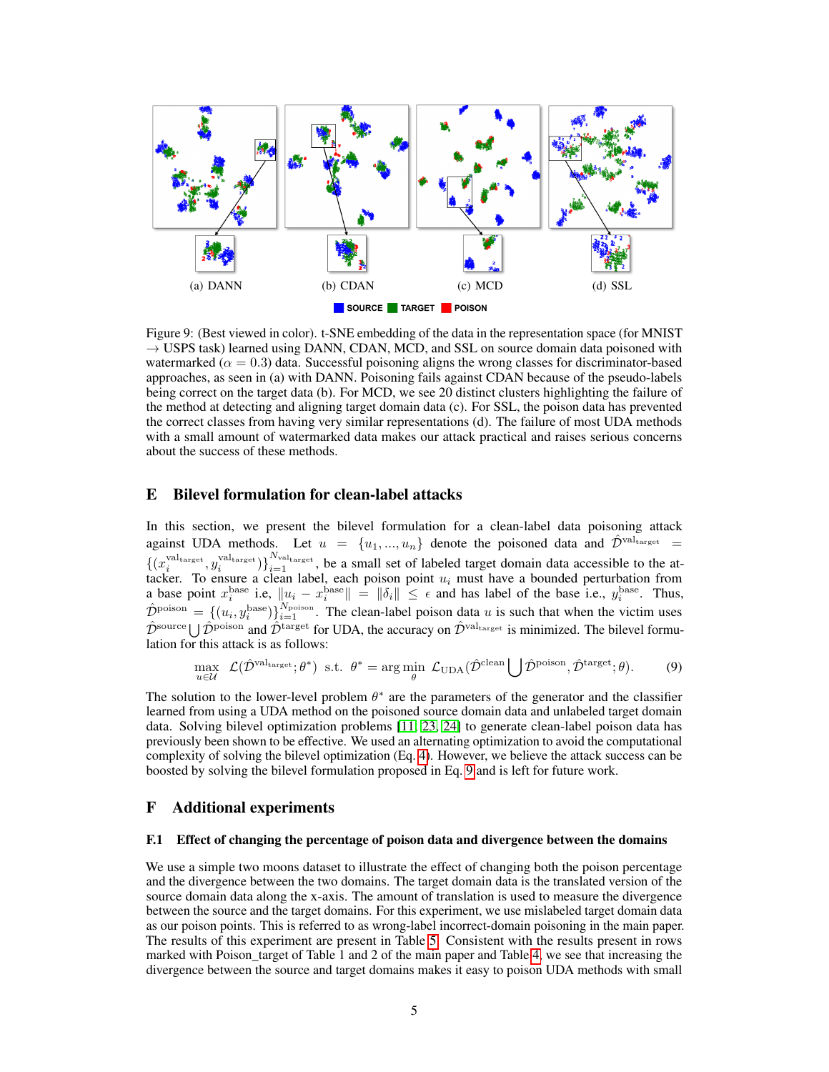(a) DANN (b) CDAN (c) MCD (d) SSL

SOURCE TARGET POISON

Figure 9: (Best viewed in color). t-SNE embedding of the data in the representation space (for MNIST → USPS task) learned using DANN, CDAN, MCD, and SSL on source domain data poisoned with watermarked ($\alpha = 0.3$) data. Successful poisoning aligns the wrong classes for discriminator-based approaches, as seen in (a) with DANN. Poisoning fails against CDAN because of the pseudo-labels being correct on the target data (b). For MCD, we see 20 distinct clusters highlighting the failure of the method at detecting and aligning target domain data (c). For SSL, the poison data has prevented the correct classes from having very similar representations (d). The failure of most UDA methods with a small amount of watermarked data makes our attack practical and raises serious concerns about the success of these methods.

## E Bilevel formulation for clean-label attacks

In this section, we present the bilevel formulation for a clean-label data poisoning attack against UDA methods. Let $u = \{u_1, ..., u_n\}$ denote the poisoned data and $\hat{\mathcal{D}}^{\text{val}_{\text{target}}} = \{(x_i^{\text{val}_{\text{target}}}, y_i^{\text{val}_{\text{target}}})\}_{i=1}^{N_{\text{val}_{\text{target}}}}$, be a small set of labeled target domain data accessible to the attacker. To ensure a clean label, each poison point $u_i$ must have a bounded perturbation from a base point $x_i^{\text{base}}$ i.e, $\|u_i - x_i^{\text{base}}\| = \|\delta_i\| \leq \epsilon$ and has label of the base i.e., $y_i^{\text{base}}$. Thus, $\hat{\mathcal{D}}^{\text{poison}} = \{(u_i, y_i^{\text{base}})\}_{i=1}^{N_{\text{poison}}}$. The clean-label poison data $u$ is such that when the victim uses $\hat{\mathcal{D}}^{\text{source}} \bigcup \hat{\mathcal{D}}^{\text{poison}}$ and $\hat{\mathcal{D}}^{\text{target}}$ for UDA, the accuracy on $\hat{\mathcal{D}}^{\text{val}_{\text{target}}}$ is minimized. The bilevel formulation for this attack is as follows:

$$\max_{u \in \mathcal{U}} \ \mathcal{L}(\hat{\mathcal{D}}^{\text{val}_{\text{target}}}; \theta^*) \ \text{ s.t. } \ \theta^* = \arg\min_{\theta} \ \mathcal{L}_{\text{UDA}}(\hat{\mathcal{D}}^{\text{clean}} \bigcup \hat{\mathcal{D}}^{\text{poison}}, \hat{\mathcal{D}}^{\text{target}}; \theta). \tag{9}$$

The solution to the lower-level problem $\theta^*$ are the parameters of the generator and the classifier learned from using a UDA method on the poisoned source domain data and unlabeled target domain data. Solving bilevel optimization problems [11, 23, 24] to generate clean-label poison data has previously been shown to be effective. We used an alternating optimization to avoid the computational complexity of solving the bilevel optimization (Eq. 4). However, we believe the attack success can be boosted by solving the bilevel formulation proposed in Eq. 9 and is left for future work.

## F Additional experiments

### F.1 Effect of changing the percentage of poison data and divergence between the domains

We use a simple two moons dataset to illustrate the effect of changing both the poison percentage and the divergence between the two domains. The target domain data is the translated version of the source domain data along the x-axis. The amount of translation is used to measure the divergence between the source and the target domains. For this experiment, we use mislabeled target domain data as our poison points. This is referred to as wrong-label incorrect-domain poisoning in the main paper. The results of this experiment are present in Table 5. Consistent with the results present in rows marked with Poison_target of Table 1 and 2 of the main paper and Table 4, we see that increasing the divergence between the source and target domains makes it easy to poison UDA methods with small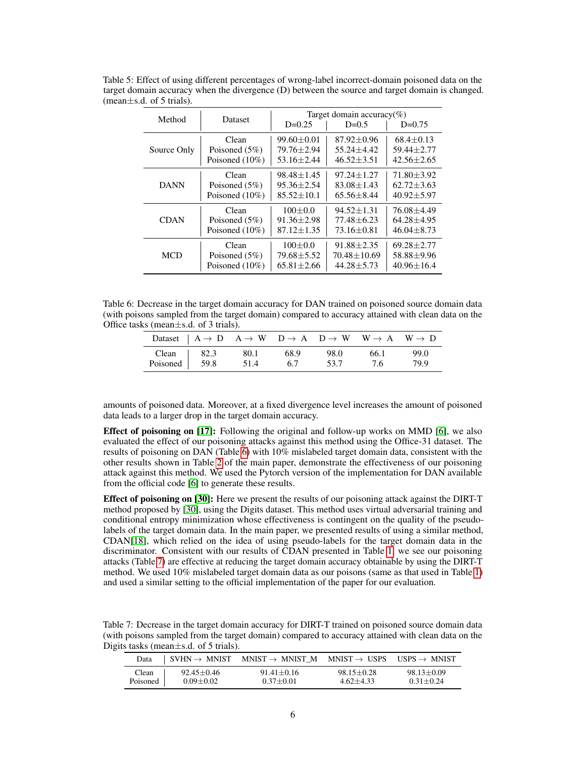Table 5: Effect of using different percentages of wrong-label incorrect-domain poisoned data on the target domain accuracy when the divergence (D) between the source and target domain is changed. (mean±s.d. of 5 trials).

| Method | Dataset | Target domain accuracy(%) | | |
|---|---|---|---|---|
| | | D=0.25 | D=0.5 | D=0.75 |
| Source Only | Clean | 99.60±0.01 | 87.92±0.96 | 68.4±0.13 |
| | Poisoned (5%) | 79.76±2.94 | 55.24±4.42 | 59.44±2.77 |
| | Poisoned (10%) | 53.16±2.44 | 46.52±3.51 | 42.56±2.65 |
| DANN | Clean | 98.48±1.45 | 97.24±1.27 | 71.80±3.92 |
| | Poisoned (5%) | 95.36±2.54 | 83.08±1.43 | 62.72±3.63 |
| | Poisoned (10%) | 85.52±10.1 | 65.56±8.44 | 40.92±5.97 |
| CDAN | Clean | 100±0.0 | 94.52±1.31 | 76.08±4.49 |
| | Poisoned (5%) | 91.36±2.98 | 77.48±6.23 | 64.28±4.95 |
| | Poisoned (10%) | 87.12±1.35 | 73.16±0.81 | 46.04±8.73 |
| MCD | Clean | 100±0.0 | 91.88±2.35 | 69.28±2.77 |
| | Poisoned (5%) | 79.68±5.52 | 70.48±10.69 | 58.88±9.96 |
| | Poisoned (10%) | 65.81±2.66 | 44.28±5.73 | 40.96±16.4 |

Table 6: Decrease in the target domain accuracy for DAN trained on poisoned source domain data (with poisons sampled from the target domain) compared to accuracy attained with clean data on the Office tasks (mean±s.d. of 3 trials).

| Dataset | A → D | A → W | D → A | D → W | W → A | W → D |
|---|---|---|---|---|---|---|
| Clean | 82.3 | 80.1 | 68.9 | 98.0 | 66.1 | 99.0 |
| Poisoned | 59.8 | 51.4 | 6.7 | 53.7 | 7.6 | 79.9 |

amounts of poisoned data. Moreover, at a fixed divergence level increases the amount of poisoned data leads to a larger drop in the target domain accuracy.

**Effect of poisoning on [17]:** Following the original and follow-up works on MMD [6], we also evaluated the effect of our poisoning attacks against this method using the Office-31 dataset. The results of poisoning on DAN (Table 6) with 10% mislabeled target domain data, consistent with the other results shown in Table 2 of the main paper, demonstrate the effectiveness of our poisoning attack against this method. We used the Pytorch version of the implementation for DAN available from the official code [6] to generate these results.

**Effect of poisoning on [30]:** Here we present the results of our poisoning attack against the DIRT-T method proposed by [30], using the Digits dataset. This method uses virtual adversarial training and conditional entropy minimization whose effectiveness is contingent on the quality of the pseudo-labels of the target domain data. In the main paper, we presented results of using a similar method, CDAN[18], which relied on the idea of using pseudo-labels for the target domain data in the discriminator. Consistent with our results of CDAN presented in Table 1, we see our poisoning attacks (Table 7) are effective at reducing the target domain accuracy obtainable by using the DIRT-T method. We used 10% mislabeled target domain data as our poisons (same as that used in Table 1) and used a similar setting to the official implementation of the paper for our evaluation.

Table 7: Decrease in the target domain accuracy for DIRT-T trained on poisoned source domain data (with poisons sampled from the target domain) compared to accuracy attained with clean data on the Digits tasks (mean±s.d. of 5 trials).

| Data | SVHN → MNIST | MNIST → MNIST_M | MNIST → USPS | USPS → MNIST |
|---|---|---|---|---|
| Clean | 92.45±0.46 | 91.41±0.16 | 98.15±0.28 | 98.13±0.09 |
| Poisoned | 0.09±0.02 | 0.37±0.01 | 4.62±4.33 | 0.31±0.24 |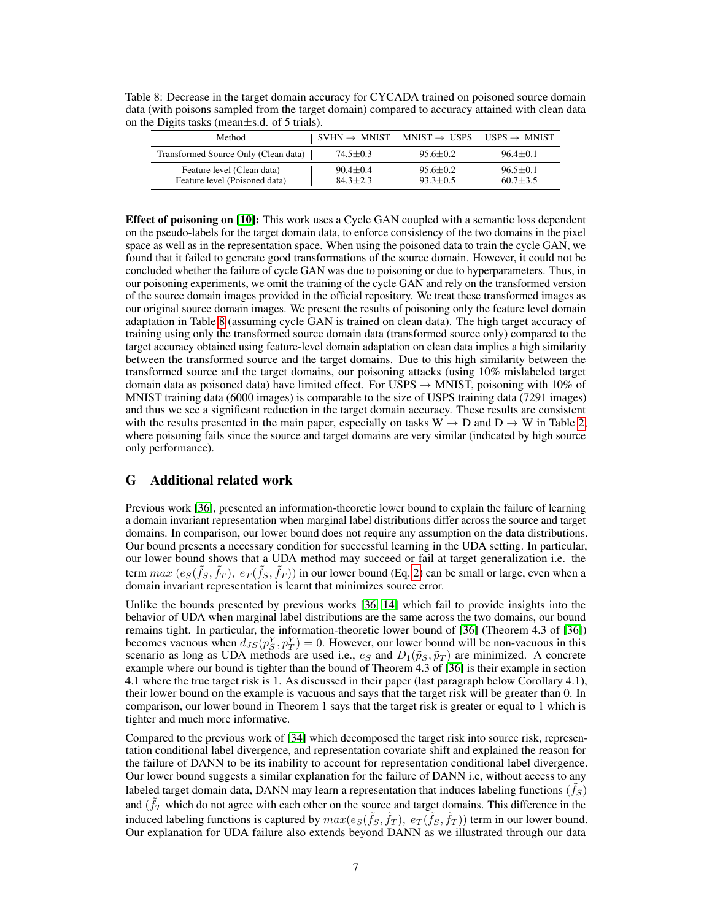Table 8: Decrease in the target domain accuracy for CYCADA trained on poisoned source domain data (with poisons sampled from the target domain) compared to accuracy attained with clean data on the Digits tasks (mean±s.d. of 5 trials).

| Method | SVHN → MNIST | MNIST → USPS | USPS → MNIST |
|---|---|---|---|
| Transformed Source Only (Clean data) | 74.5±0.3 | 95.6±0.2 | 96.4±0.1 |
| Feature level (Clean data) | 90.4±0.4 | 95.6±0.2 | 96.5±0.1 |
| Feature level (Poisoned data) | 84.3±2.3 | 93.3±0.5 | 60.7±3.5 |

**Effect of poisoning on [10]:** This work uses a Cycle GAN coupled with a semantic loss dependent on the pseudo-labels for the target domain data, to enforce consistency of the two domains in the pixel space as well as in the representation space. When using the poisoned data to train the cycle GAN, we found that it failed to generate good transformations of the source domain. However, it could not be concluded whether the failure of cycle GAN was due to poisoning or due to hyperparameters. Thus, in our poisoning experiments, we omit the training of the cycle GAN and rely on the transformed version of the source domain images provided in the official repository. We treat these transformed images as our original source domain images. We present the results of poisoning only the feature level domain adaptation in Table 8 (assuming cycle GAN is trained on clean data). The high target accuracy of training using only the transformed source domain data (transformed source only) compared to the target accuracy obtained using feature-level domain adaptation on clean data implies a high similarity between the transformed source and the target domains. Due to this high similarity between the transformed source and the target domains, our poisoning attacks (using 10% mislabeled target domain data as poisoned data) have limited effect. For USPS → MNIST, poisoning with 10% of MNIST training data (6000 images) is comparable to the size of USPS training data (7291 images) and thus we see a significant reduction in the target domain accuracy. These results are consistent with the results presented in the main paper, especially on tasks W → D and D → W in Table 2, where poisoning fails since the source and target domains are very similar (indicated by high source only performance).

## G Additional related work

Previous work [36], presented an information-theoretic lower bound to explain the failure of learning a domain invariant representation when marginal label distributions differ across the source and target domains. In comparison, our lower bound does not require any assumption on the data distributions. Our bound presents a necessary condition for successful learning in the UDA setting. In particular, our lower bound shows that a UDA method may succeed or fail at target generalization i.e. the term $max\ (e_S(\tilde{f}_S, \tilde{f}_T),\ e_T(\tilde{f}_S, \tilde{f}_T))$ in our lower bound (Eq. 2) can be small or large, even when a domain invariant representation is learnt that minimizes source error.

Unlike the bounds presented by previous works [36, 14] which fail to provide insights into the behavior of UDA when marginal label distributions are the same across the two domains, our bound remains tight. In particular, the information-theoretic lower bound of [36] (Theorem 4.3 of [36]) becomes vacuous when $d_{JS}(p_S^Y, p_T^Y) = 0$. However, our lower bound will be non-vacuous in this scenario as long as UDA methods are used i.e., $e_S$ and $D_1(\tilde{p}_S, \tilde{p}_T)$ are minimized. A concrete example where our bound is tighter than the bound of Theorem 4.3 of [36] is their example in section 4.1 where the true target risk is 1. As discussed in their paper (last paragraph below Corollary 4.1), their lower bound on the example is vacuous and says that the target risk will be greater than 0. In comparison, our lower bound in Theorem 1 says that the target risk is greater or equal to 1 which is tighter and much more informative.

Compared to the previous work of [34] which decomposed the target risk into source risk, representation conditional label divergence, and representation covariate shift and explained the reason for the failure of DANN to be its inability to account for representation conditional label divergence. Our lower bound suggests a similar explanation for the failure of DANN i.e, without access to any labeled target domain data, DANN may learn a representation that induces labeling functions ($\tilde{f}_S$) and ($\tilde{f}_T$ which do not agree with each other on the source and target domains. This difference in the induced labeling functions is captured by $max(e_S(\tilde{f}_S, \tilde{f}_T),\ e_T(\tilde{f}_S, \tilde{f}_T))$ term in our lower bound. Our explanation for UDA failure also extends beyond DANN as we illustrated through our data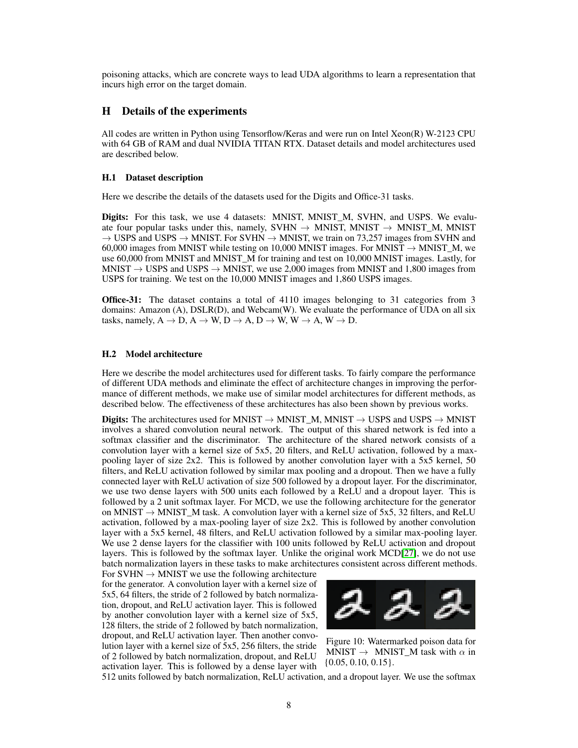poisoning attacks, which are concrete ways to lead UDA algorithms to learn a representation that incurs high error on the target domain.

## H Details of the experiments

All codes are written in Python using Tensorflow/Keras and were run on Intel Xeon(R) W-2123 CPU with 64 GB of RAM and dual NVIDIA TITAN RTX. Dataset details and model architectures used are described below.

### H.1 Dataset description

Here we describe the details of the datasets used for the Digits and Office-31 tasks.

**Digits:** For this task, we use 4 datasets: MNIST, MNIST_M, SVHN, and USPS. We evaluate four popular tasks under this, namely, SVHN $\rightarrow$ MNIST, MNIST $\rightarrow$ MNIST_M, MNIST $\rightarrow$ USPS and USPS $\rightarrow$ MNIST. For SVHN $\rightarrow$ MNIST, we train on 73,257 images from SVHN and 60,000 images from MNIST while testing on 10,000 MNIST images. For MNIST $\rightarrow$ MNIST_M, we use 60,000 from MNIST and MNIST_M for training and test on 10,000 MNIST images. Lastly, for MNIST $\rightarrow$ USPS and USPS $\rightarrow$ MNIST, we use 2,000 images from MNIST and 1,800 images from USPS for training. We test on the 10,000 MNIST images and 1,860 USPS images.

**Office-31:** The dataset contains a total of 4110 images belonging to 31 categories from 3 domains: Amazon (A), DSLR(D), and Webcam(W). We evaluate the performance of UDA on all six tasks, namely, A $\rightarrow$ D, A $\rightarrow$ W, D $\rightarrow$ A, D $\rightarrow$ W, W $\rightarrow$ A, W $\rightarrow$ D.

### H.2 Model architecture

Here we describe the model architectures used for different tasks. To fairly compare the performance of different UDA methods and eliminate the effect of architecture changes in improving the performance of different methods, we make use of similar model architectures for different methods, as described below. The effectiveness of these architectures has also been shown by previous works.

**Digits:** The architectures used for MNIST $\rightarrow$ MNIST_M, MNIST $\rightarrow$ USPS and USPS $\rightarrow$ MNIST involves a shared convolution neural network. The output of this shared network is fed into a softmax classifier and the discriminator. The architecture of the shared network consists of a convolution layer with a kernel size of 5x5, 20 filters, and ReLU activation, followed by a max-pooling layer of size 2x2. This is followed by another convolution layer with a 5x5 kernel, 50 filters, and ReLU activation followed by similar max pooling and a dropout. Then we have a fully connected layer with ReLU activation of size 500 followed by a dropout layer. For the discriminator, we use two dense layers with 500 units each followed by a ReLU and a dropout layer. This is followed by a 2 unit softmax layer. For MCD, we use the following architecture for the generator on MNIST $\rightarrow$ MNIST_M task. A convolution layer with a kernel size of 5x5, 32 filters, and ReLU activation, followed by a max-pooling layer of size 2x2. This is followed by another convolution layer with a 5x5 kernel, 48 filters, and ReLU activation followed by a similar max-pooling layer. We use 2 dense layers for the classifier with 100 units followed by ReLU activation and dropout layers. This is followed by the softmax layer. Unlike the original work MCD[27], we do not use batch normalization layers in these tasks to make architectures consistent across different methods. For SVHN $\rightarrow$ MNIST we use the following architecture for the generator. A convolution layer with a kernel size of 5x5, 64 filters, the stride of 2 followed by batch normalization, dropout, and ReLU activation layer. This is followed by another convolution layer with a kernel size of 5x5, 128 filters, the stride of 2 followed by batch normalization, dropout, and ReLU activation layer. Then another convolution layer with a kernel size of 5x5, 256 filters, the stride of 2 followed by batch normalization, dropout, and ReLU activation layer. This is followed by a dense layer with 512 units followed by batch normalization, ReLU activation, and a dropout layer. We use the softmax

Figure 10: Watermarked poison data for MNIST $\rightarrow$ MNIST_M task with $\alpha$ in {0.05, 0.10, 0.15}.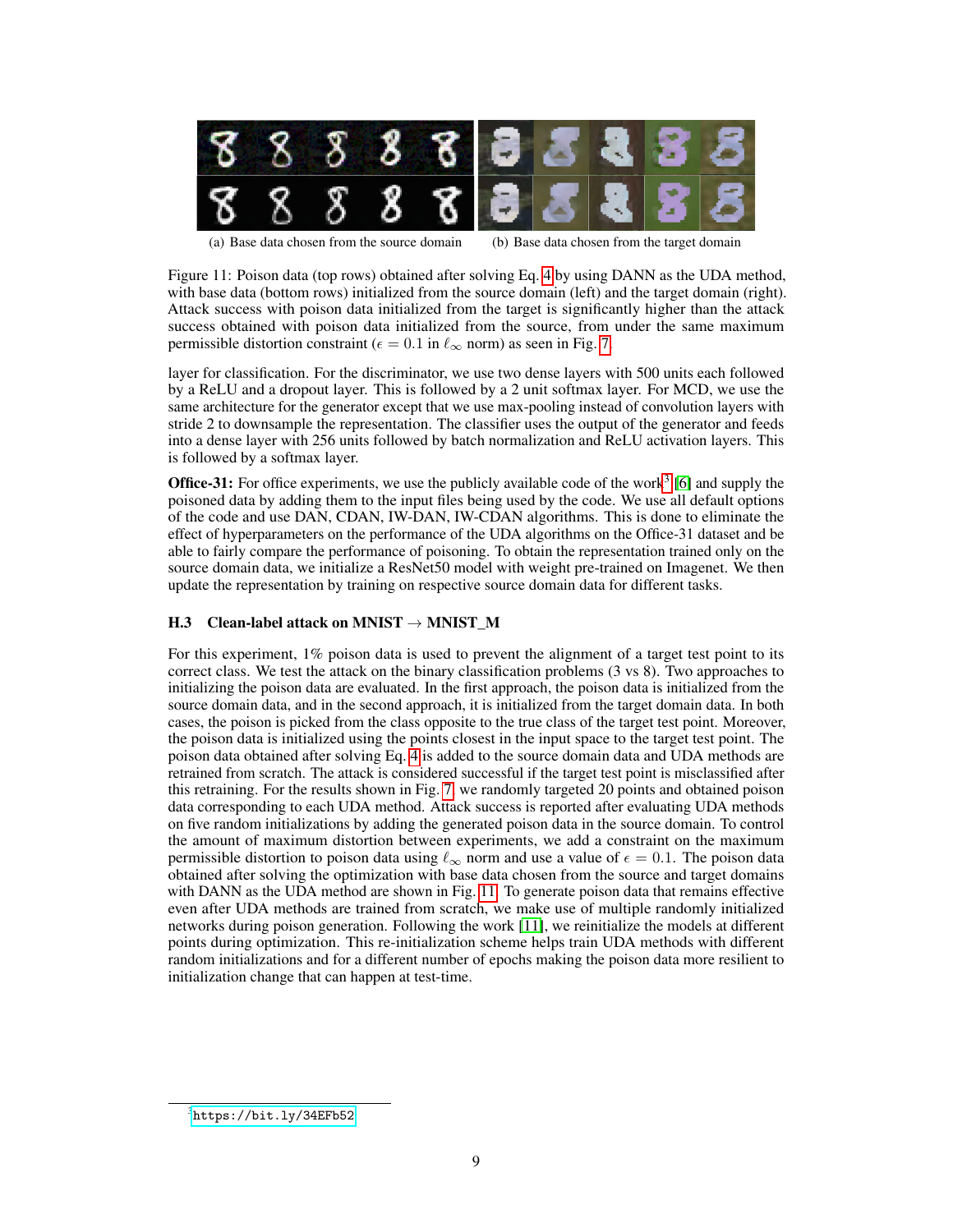(a) Base data chosen from the source domain

(b) Base data chosen from the target domain

Figure 11: Poison data (top rows) obtained after solving Eq. 4 by using DANN as the UDA method, with base data (bottom rows) initialized from the source domain (left) and the target domain (right). Attack success with poison data initialized from the target is significantly higher than the attack success obtained with poison data initialized from the source, from under the same maximum permissible distortion constraint ($\epsilon = 0.1$ in $\ell_\infty$ norm) as seen in Fig. 7.

layer for classification. For the discriminator, we use two dense layers with 500 units each followed by a ReLU and a dropout layer. This is followed by a 2 unit softmax layer. For MCD, we use the same architecture for the generator except that we use max-pooling instead of convolution layers with stride 2 to downsample the representation. The classifier uses the output of the generator and feeds into a dense layer with 256 units followed by batch normalization and ReLU activation layers. This is followed by a softmax layer.

**Office-31:** For office experiments, we use the publicly available code of the work[3] [6] and supply the poisoned data by adding them to the input files being used by the code. We use all default options of the code and use DAN, CDAN, IW-DAN, IW-CDAN algorithms. This is done to eliminate the effect of hyperparameters on the performance of the UDA algorithms on the Office-31 dataset and be able to fairly compare the performance of poisoning. To obtain the representation trained only on the source domain data, we initialize a ResNet50 model with weight pre-trained on Imagenet. We then update the representation by training on respective source domain data for different tasks.

### H.3 Clean-label attack on MNIST → MNIST_M

For this experiment, 1% poison data is used to prevent the alignment of a target test point to its correct class. We test the attack on the binary classification problems (3 vs 8). Two approaches to initializing the poison data are evaluated. In the first approach, the poison data is initialized from the source domain data, and in the second approach, it is initialized from the target domain data. In both cases, the poison is picked from the class opposite to the true class of the target test point. Moreover, the poison data is initialized using the points closest in the input space to the target test point. The poison data obtained after solving Eq. 4 is added to the source domain data and UDA methods are retrained from scratch. The attack is considered successful if the target test point is misclassified after this retraining. For the results shown in Fig. 7, we randomly targeted 20 points and obtained poison data corresponding to each UDA method. Attack success is reported after evaluating UDA methods on five random initializations by adding the generated poison data in the source domain. To control the amount of maximum distortion between experiments, we add a constraint on the maximum permissible distortion to poison data using $\ell_\infty$ norm and use a value of $\epsilon = 0.1$. The poison data obtained after solving the optimization with base data chosen from the source and target domains with DANN as the UDA method are shown in Fig. 11. To generate poison data that remains effective even after UDA methods are trained from scratch, we make use of multiple randomly initialized networks during poison generation. Following the work [11], we reinitialize the models at different points during optimization. This re-initialization scheme helps train UDA methods with different random initializations and for a different number of epochs making the poison data more resilient to initialization change that can happen at test-time.

[3] https://bit.ly/34EFb52